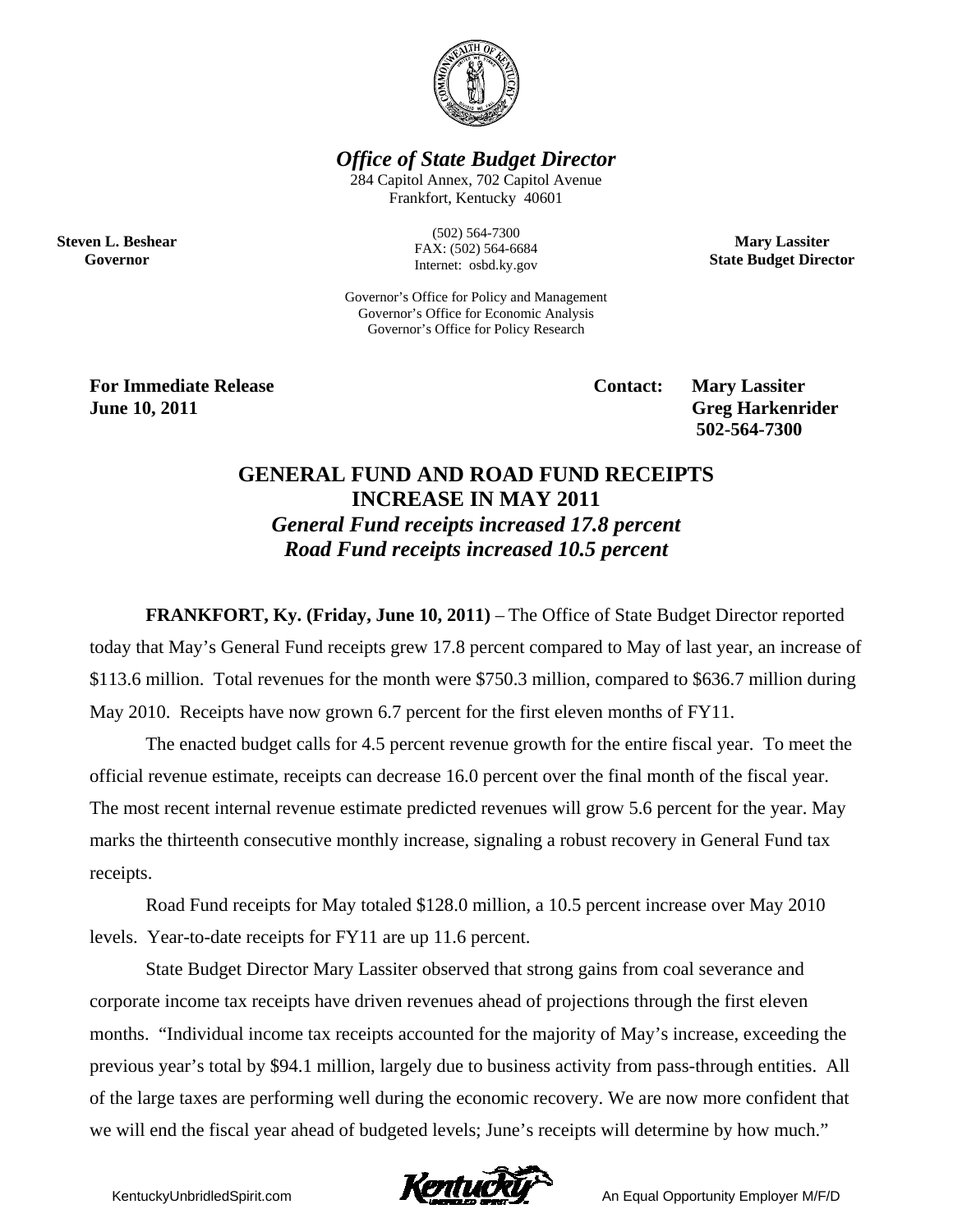***Office of State Budget Director***

284 Capitol Annex, 702 Capitol Avenue
Frankfort, Kentucky 40601

(502) 564-7300
FAX: (502) 564-6684
Internet: osbd.ky.gov

**Steven L. Beshear**
**Governor**

**Mary Lassiter**
**State Budget Director**

Governor's Office for Policy and Management
Governor's Office for Economic Analysis
Governor's Office for Policy Research

**For Immediate Release**
**June 10, 2011**

**Contact: Mary Lassiter**
**Greg Harkenrider**
**502-564-7300**

# GENERAL FUND AND ROAD FUND RECEIPTS INCREASE IN MAY 2011

***General Fund receipts increased 17.8 percent***
***Road Fund receipts increased 10.5 percent***

**FRANKFORT, Ky. (Friday, June 10, 2011)** – The Office of State Budget Director reported today that May's General Fund receipts grew 17.8 percent compared to May of last year, an increase of $113.6 million. Total revenues for the month were $750.3 million, compared to $636.7 million during May 2010. Receipts have now grown 6.7 percent for the first eleven months of FY11.

The enacted budget calls for 4.5 percent revenue growth for the entire fiscal year. To meet the official revenue estimate, receipts can decrease 16.0 percent over the final month of the fiscal year. The most recent internal revenue estimate predicted revenues will grow 5.6 percent for the year. May marks the thirteenth consecutive monthly increase, signaling a robust recovery in General Fund tax receipts.

Road Fund receipts for May totaled $128.0 million, a 10.5 percent increase over May 2010 levels. Year-to-date receipts for FY11 are up 11.6 percent.

State Budget Director Mary Lassiter observed that strong gains from coal severance and corporate income tax receipts have driven revenues ahead of projections through the first eleven months. "Individual income tax receipts accounted for the majority of May's increase, exceeding the previous year's total by $94.1 million, largely due to business activity from pass-through entities. All of the large taxes are performing well during the economic recovery. We are now more confident that we will end the fiscal year ahead of budgeted levels; June's receipts will determine by how much."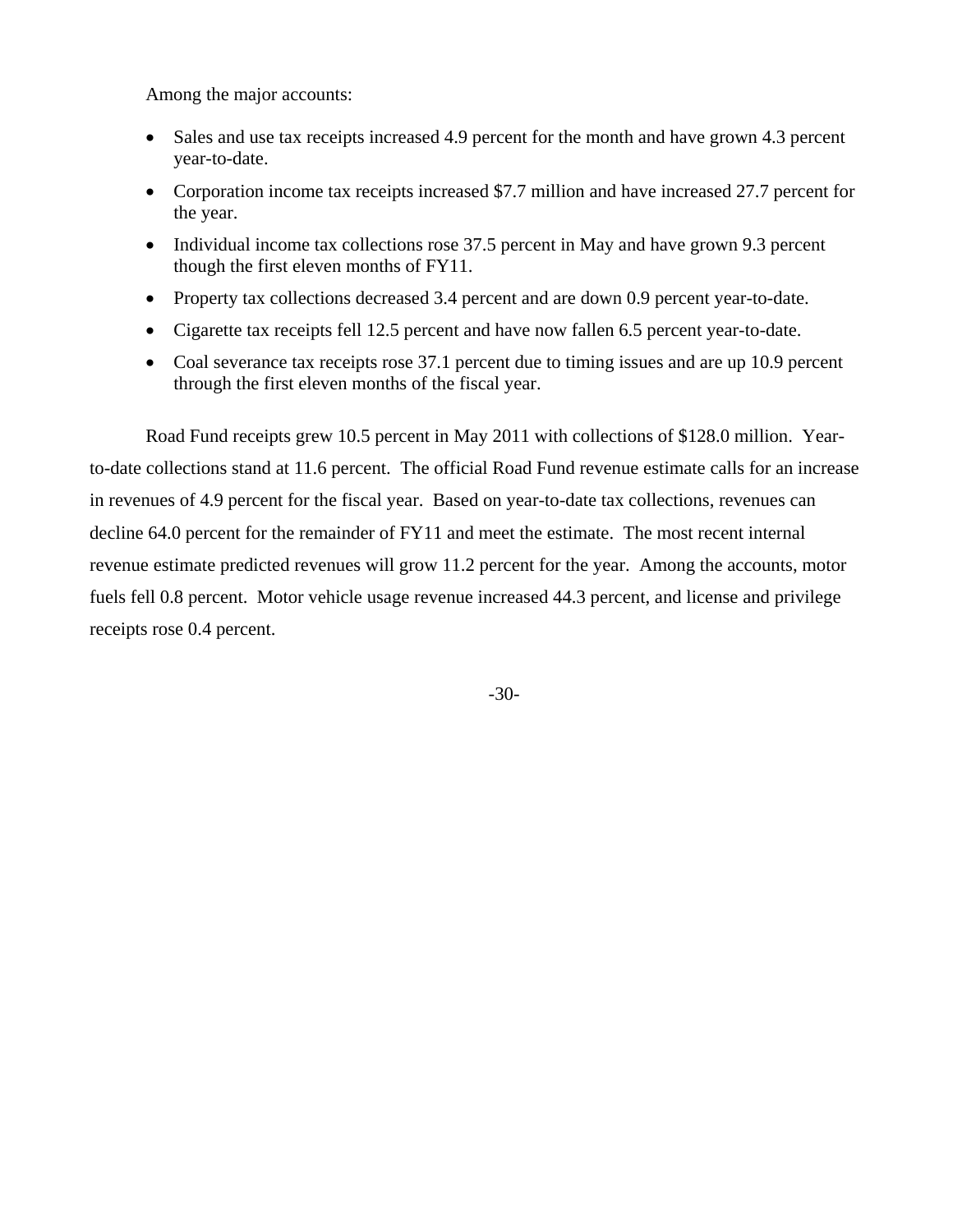Among the major accounts:

- Sales and use tax receipts increased 4.9 percent for the month and have grown 4.3 percent year-to-date.
- Corporation income tax receipts increased $7.7 million and have increased 27.7 percent for the year.
- Individual income tax collections rose 37.5 percent in May and have grown 9.3 percent though the first eleven months of FY11.
- Property tax collections decreased 3.4 percent and are down 0.9 percent year-to-date.
- Cigarette tax receipts fell 12.5 percent and have now fallen 6.5 percent year-to-date.
- Coal severance tax receipts rose 37.1 percent due to timing issues and are up 10.9 percent through the first eleven months of the fiscal year.

Road Fund receipts grew 10.5 percent in May 2011 with collections of $128.0 million. Year-to-date collections stand at 11.6 percent. The official Road Fund revenue estimate calls for an increase in revenues of 4.9 percent for the fiscal year. Based on year-to-date tax collections, revenues can decline 64.0 percent for the remainder of FY11 and meet the estimate. The most recent internal revenue estimate predicted revenues will grow 11.2 percent for the year. Among the accounts, motor fuels fell 0.8 percent. Motor vehicle usage revenue increased 44.3 percent, and license and privilege receipts rose 0.4 percent.

-30-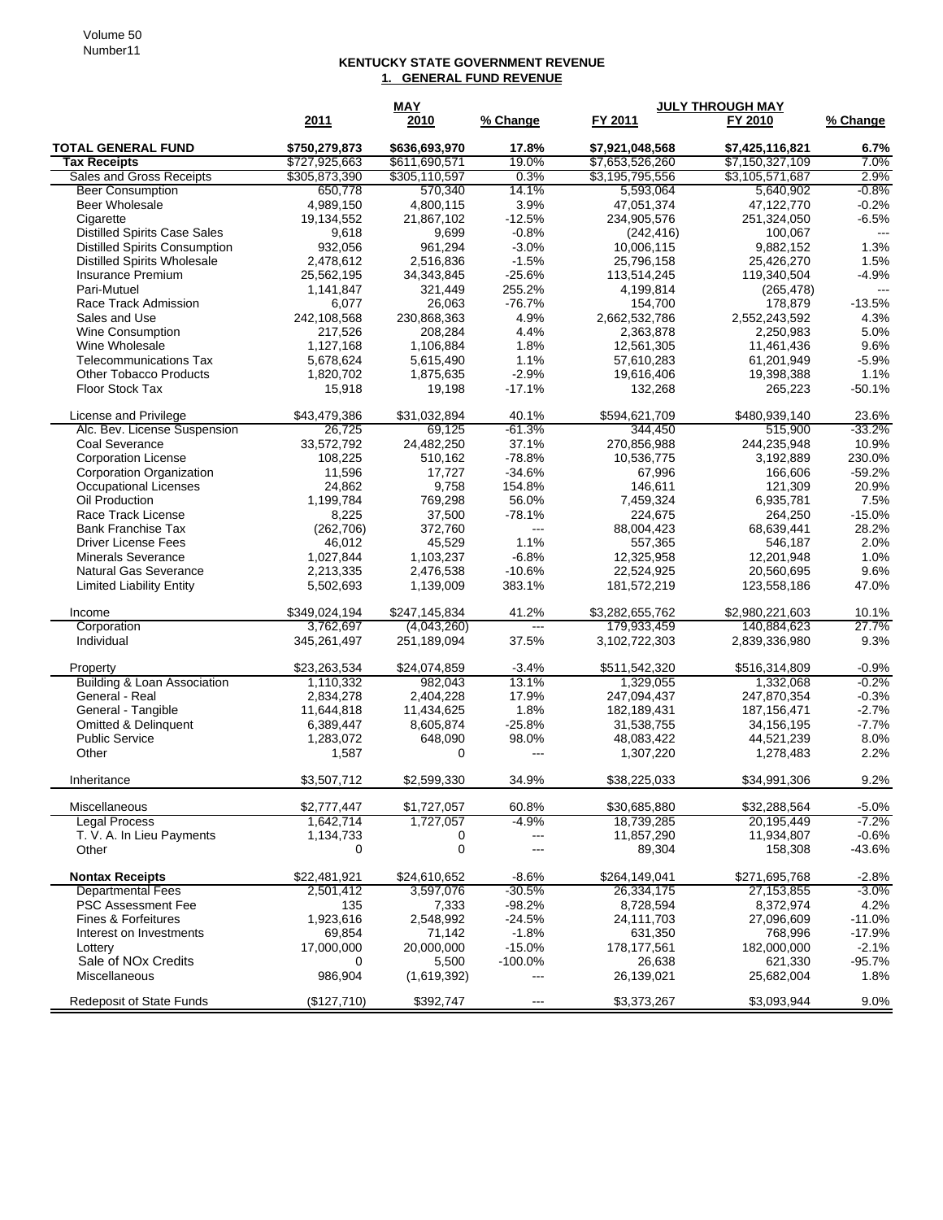## KENTUCKY STATE GOVERNMENT REVENUE

### 1. GENERAL FUND REVENUE

| | MAY | | | JULY THROUGH MAY | | |
|---|---|---|---|---|---|---|
| | 2011 | 2010 | % Change | FY 2011 | FY 2010 | % Change |
| **TOTAL GENERAL FUND** | **$750,279,873** | **$636,693,970** | **17.8%** | **$7,921,048,568** | **$7,425,116,821** | **6.7%** |
| **Tax Receipts** | $727,925,663 | $611,690,571 | 19.0% | $7,653,526,260 | $7,150,327,109 | 7.0% |
| Sales and Gross Receipts | $305,873,390 | $305,110,597 | 0.3% | $3,195,795,556 | $3,105,571,687 | 2.9% |
| Beer Consumption | 650,778 | 570,340 | 14.1% | 5,593,064 | 5,640,902 | -0.8% |
| Beer Wholesale | 4,989,150 | 4,800,115 | 3.9% | 47,051,374 | 47,122,770 | -0.2% |
| Cigarette | 19,134,552 | 21,867,102 | -12.5% | 234,905,576 | 251,324,050 | -6.5% |
| Distilled Spirits Case Sales | 9,618 | 9,699 | -0.8% | (242,416) | 100,067 | --- |
| Distilled Spirits Consumption | 932,056 | 961,294 | -3.0% | 10,006,115 | 9,882,152 | 1.3% |
| Distilled Spirits Wholesale | 2,478,612 | 2,516,836 | -1.5% | 25,796,158 | 25,426,270 | 1.5% |
| Insurance Premium | 25,562,195 | 34,343,845 | -25.6% | 113,514,245 | 119,340,504 | -4.9% |
| Pari-Mutuel | 1,141,847 | 321,449 | 255.2% | 4,199,814 | (265,478) | --- |
| Race Track Admission | 6,077 | 26,063 | -76.7% | 154,700 | 178,879 | -13.5% |
| Sales and Use | 242,108,568 | 230,868,363 | 4.9% | 2,662,532,786 | 2,552,243,592 | 4.3% |
| Wine Consumption | 217,526 | 208,284 | 4.4% | 2,363,878 | 2,250,983 | 5.0% |
| Wine Wholesale | 1,127,168 | 1,106,884 | 1.8% | 12,561,305 | 11,461,436 | 9.6% |
| Telecommunications Tax | 5,678,624 | 5,615,490 | 1.1% | 57,610,283 | 61,201,949 | -5.9% |
| Other Tobacco Products | 1,820,702 | 1,875,635 | -2.9% | 19,616,406 | 19,398,388 | 1.1% |
| Floor Stock Tax | 15,918 | 19,198 | -17.1% | 132,268 | 265,223 | -50.1% |
| | | | | | | |
| License and Privilege | $43,479,386 | $31,032,894 | 40.1% | $594,621,709 | $480,939,140 | 23.6% |
| Alc. Bev. License Suspension | 26,725 | 69,125 | -61.3% | 344,450 | 515,900 | -33.2% |
| Coal Severance | 33,572,792 | 24,482,250 | 37.1% | 270,856,988 | 244,235,948 | 10.9% |
| Corporation License | 108,225 | 510,162 | -78.8% | 10,536,775 | 3,192,889 | 230.0% |
| Corporation Organization | 11,596 | 17,727 | -34.6% | 67,996 | 166,606 | -59.2% |
| Occupational Licenses | 24,862 | 9,758 | 154.8% | 146,611 | 121,309 | 20.9% |
| Oil Production | 1,199,784 | 769,298 | 56.0% | 7,459,324 | 6,935,781 | 7.5% |
| Race Track License | 8,225 | 37,500 | -78.1% | 224,675 | 264,250 | -15.0% |
| Bank Franchise Tax | (262,706) | 372,760 | --- | 88,004,423 | 68,639,441 | 28.2% |
| Driver License Fees | 46,012 | 45,529 | 1.1% | 557,365 | 546,187 | 2.0% |
| Minerals Severance | 1,027,844 | 1,103,237 | -6.8% | 12,325,958 | 12,201,948 | 1.0% |
| Natural Gas Severance | 2,213,335 | 2,476,538 | -10.6% | 22,524,925 | 20,560,695 | 9.6% |
| Limited Liability Entity | 5,502,693 | 1,139,009 | 383.1% | 181,572,219 | 123,558,186 | 47.0% |
| | | | | | | |
| Income | $349,024,194 | $247,145,834 | 41.2% | $3,282,655,762 | $2,980,221,603 | 10.1% |
| Corporation | 3,762,697 | (4,043,260) | --- | 179,933,459 | 140,884,623 | 27.7% |
| Individual | 345,261,497 | 251,189,094 | 37.5% | 3,102,722,303 | 2,839,336,980 | 9.3% |
| | | | | | | |
| Property | $23,263,534 | $24,074,859 | -3.4% | $511,542,320 | $516,314,809 | -0.9% |
| Building & Loan Association | 1,110,332 | 982,043 | 13.1% | 1,329,055 | 1,332,068 | -0.2% |
| General - Real | 2,834,278 | 2,404,228 | 17.9% | 247,094,437 | 247,870,354 | -0.3% |
| General - Tangible | 11,644,818 | 11,434,625 | 1.8% | 182,189,431 | 187,156,471 | -2.7% |
| Omitted & Delinquent | 6,389,447 | 8,605,874 | -25.8% | 31,538,755 | 34,156,195 | -7.7% |
| Public Service | 1,283,072 | 648,090 | 98.0% | 48,083,422 | 44,521,239 | 8.0% |
| Other | 1,587 | 0 | --- | 1,307,220 | 1,278,483 | 2.2% |
| | | | | | | |
| Inheritance | $3,507,712 | $2,599,330 | 34.9% | $38,225,033 | $34,991,306 | 9.2% |
| | | | | | | |
| Miscellaneous | $2,777,447 | $1,727,057 | 60.8% | $30,685,880 | $32,288,564 | -5.0% |
| Legal Process | 1,642,714 | 1,727,057 | -4.9% | 18,739,285 | 20,195,449 | -7.2% |
| T. V. A. In Lieu Payments | 1,134,733 | 0 | --- | 11,857,290 | 11,934,807 | -0.6% |
| Other | 0 | 0 | --- | 89,304 | 158,308 | -43.6% |
| | | | | | | |
| **Nontax Receipts** | $22,481,921 | $24,610,652 | -8.6% | $264,149,041 | $271,695,768 | -2.8% |
| Departmental Fees | 2,501,412 | 3,597,076 | -30.5% | 26,334,175 | 27,153,855 | -3.0% |
| PSC Assessment Fee | 135 | 7,333 | -98.2% | 8,728,594 | 8,372,974 | 4.2% |
| Fines & Forfeitures | 1,923,616 | 2,548,992 | -24.5% | 24,111,703 | 27,096,609 | -11.0% |
| Interest on Investments | 69,854 | 71,142 | -1.8% | 631,350 | 768,996 | -17.9% |
| Lottery | 17,000,000 | 20,000,000 | -15.0% | 178,177,561 | 182,000,000 | -2.1% |
| Sale of NOx Credits | 0 | 5,500 | -100.0% | 26,638 | 621,330 | -95.7% |
| Miscellaneous | 986,904 | (1,619,392) | --- | 26,139,021 | 25,682,004 | 1.8% |
| | | | | | | |
| Redeposit of State Funds | ($127,710) | $392,747 | --- | $3,373,267 | $3,093,944 | 9.0% |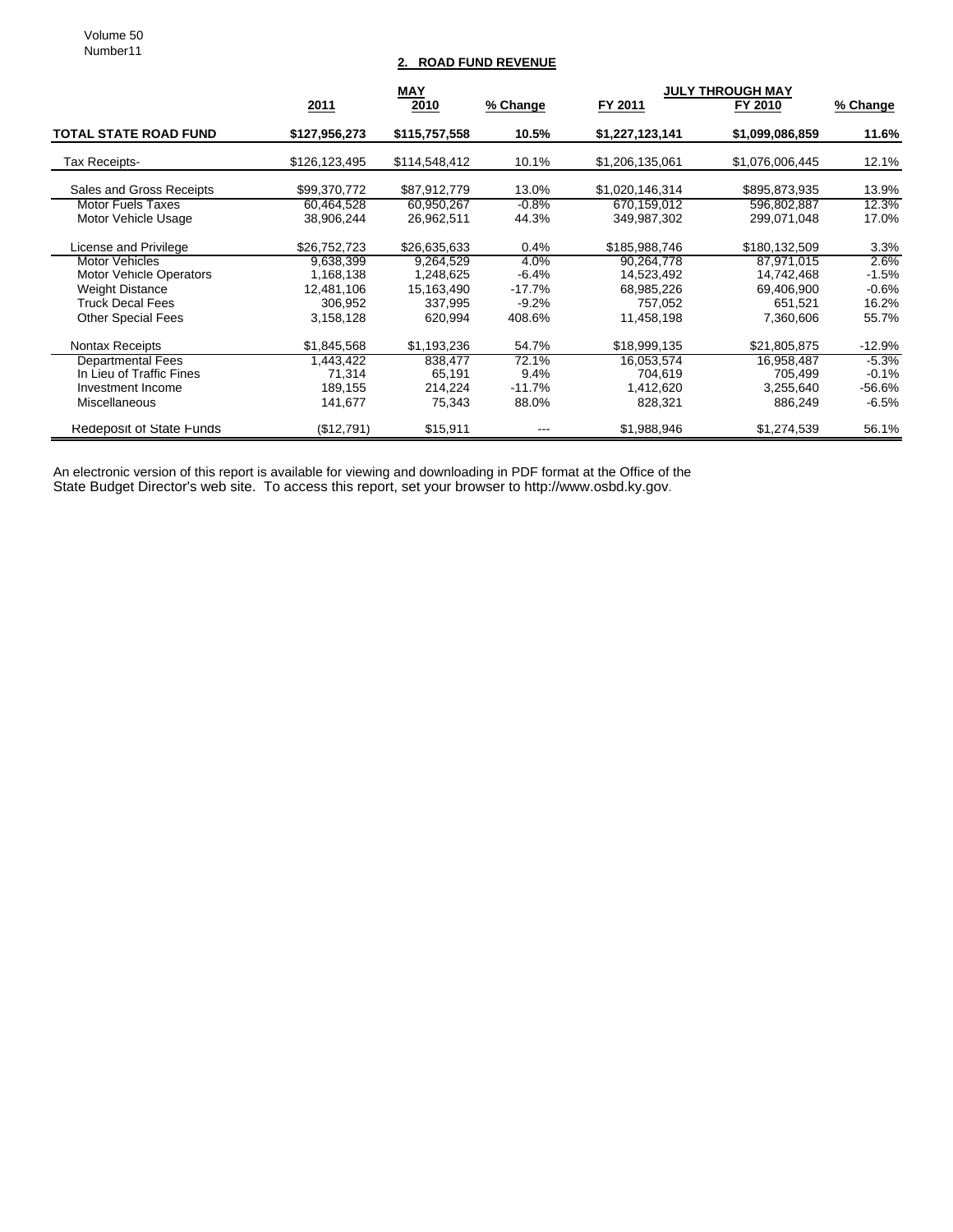## 2. ROAD FUND REVENUE

| | MAY | | | JULY THROUGH MAY | | |
|---|---|---|---|---|---|---|
| | 2011 | 2010 | % Change | FY 2011 | FY 2010 | % Change |
| **TOTAL STATE ROAD FUND** | **$127,956,273** | **$115,757,558** | **10.5%** | **$1,227,123,141** | **$1,099,086,859** | **11.6%** |
| Tax Receipts- | $126,123,495 | $114,548,412 | 10.1% | $1,206,135,061 | $1,076,006,445 | 12.1% |
| Sales and Gross Receipts | $99,370,772 | $87,912,779 | 13.0% | $1,020,146,314 | $895,873,935 | 13.9% |
| Motor Fuels Taxes | 60,464,528 | 60,950,267 | -0.8% | 670,159,012 | 596,802,887 | 12.3% |
| Motor Vehicle Usage | 38,906,244 | 26,962,511 | 44.3% | 349,987,302 | 299,071,048 | 17.0% |
| License and Privilege | $26,752,723 | $26,635,633 | 0.4% | $185,988,746 | $180,132,509 | 3.3% |
| Motor Vehicles | 9,638,399 | 9,264,529 | 4.0% | 90,264,778 | 87,971,015 | 2.6% |
| Motor Vehicle Operators | 1,168,138 | 1,248,625 | -6.4% | 14,523,492 | 14,742,468 | -1.5% |
| Weight Distance | 12,481,106 | 15,163,490 | -17.7% | 68,985,226 | 69,406,900 | -0.6% |
| Truck Decal Fees | 306,952 | 337,995 | -9.2% | 757,052 | 651,521 | 16.2% |
| Other Special Fees | 3,158,128 | 620,994 | 408.6% | 11,458,198 | 7,360,606 | 55.7% |
| Nontax Receipts | $1,845,568 | $1,193,236 | 54.7% | $18,999,135 | $21,805,875 | -12.9% |
| Departmental Fees | 1,443,422 | 838,477 | 72.1% | 16,053,574 | 16,958,487 | -5.3% |
| In Lieu of Traffic Fines | 71,314 | 65,191 | 9.4% | 704,619 | 705,499 | -0.1% |
| Investment Income | 189,155 | 214,224 | -11.7% | 1,412,620 | 3,255,640 | -56.6% |
| Miscellaneous | 141,677 | 75,343 | 88.0% | 828,321 | 886,249 | -6.5% |
| Redeposit of State Funds | ($12,791) | $15,911 | --- | $1,988,946 | $1,274,539 | 56.1% |

An electronic version of this report is available for viewing and downloading in PDF format at the Office of the State Budget Director's web site. To access this report, set your browser to http://www.osbd.ky.gov.